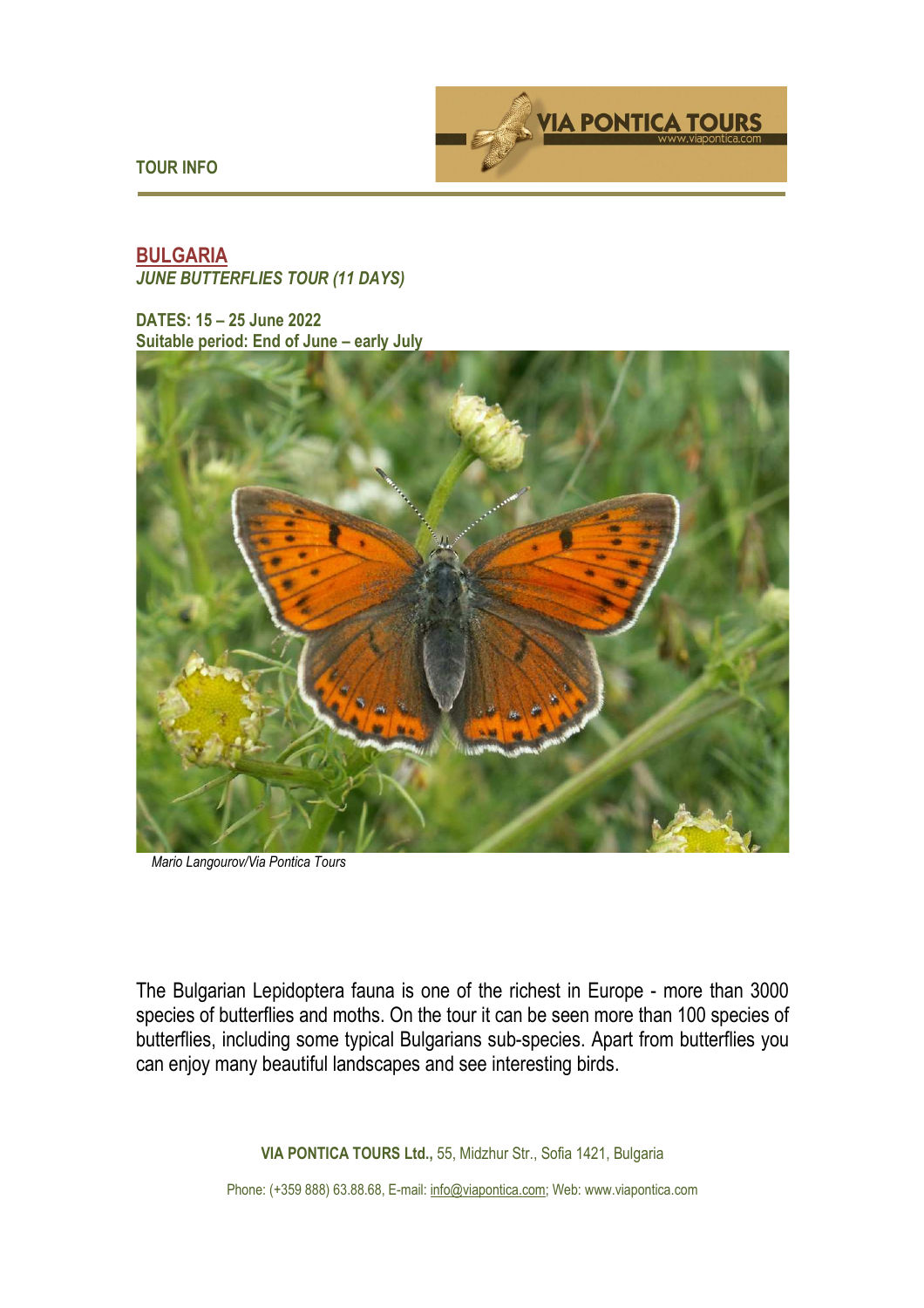TOUR INFO

## BULGARIA

*JUNE BUTTERFLIES TOUR (11 DAYS)*

**DATES: 15 – 25 June 2022**
**Suitable period: End of June – early July**

*Mario Langourov/Via Pontica Tours*

The Bulgarian Lepidoptera fauna is one of the richest in Europe - more than 3000 species of butterflies and moths. On the tour it can be seen more than 100 species of butterflies, including some typical Bulgarians sub-species. Apart from butterflies you can enjoy many beautiful landscapes and see interesting birds.

**VIA PONTICA TOURS Ltd.,** 55, Midzhur Str., Sofia 1421, Bulgaria

Phone: (+359 888) 63.88.68, E-mail: info@viapontica.com; Web: www.viapontica.com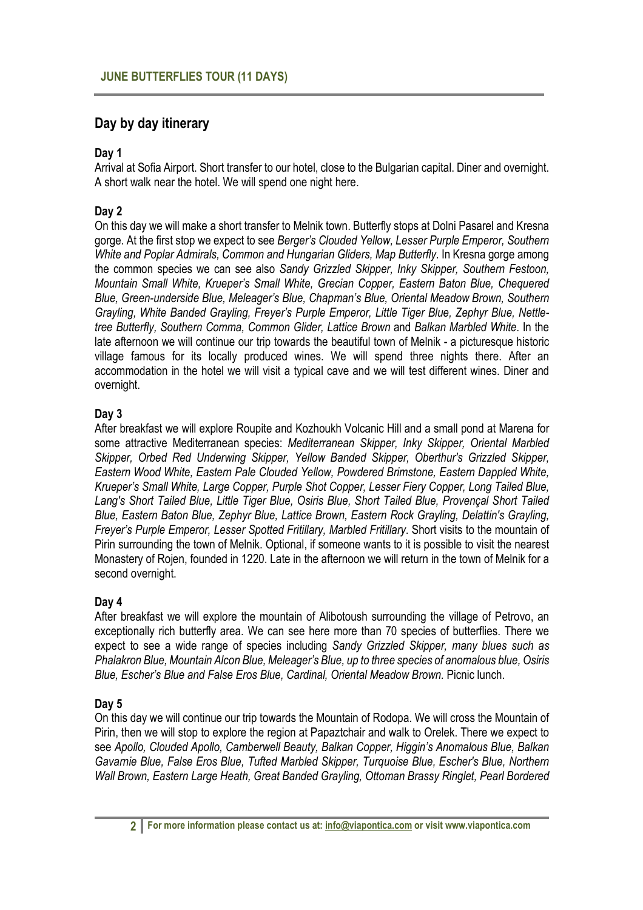**JUNE BUTTERFLIES TOUR (11 DAYS)**

## Day by day itinerary

### Day 1

Arrival at Sofia Airport. Short transfer to our hotel, close to the Bulgarian capital. Diner and overnight. A short walk near the hotel. We will spend one night here.

### Day 2

On this day we will make a short transfer to Melnik town. Butterfly stops at Dolni Pasarel and Kresna gorge. At the first stop we expect to see *Berger's Clouded Yellow, Lesser Purple Emperor, Southern White and Poplar Admirals, Common and Hungarian Gliders, Map Butterfly*. In Kresna gorge among the common species we can see also *Sandy Grizzled Skipper, Inky Skipper, Southern Festoon, Mountain Small White, Krueper's Small White, Grecian Copper, Eastern Baton Blue, Chequered Blue, Green-underside Blue, Meleager's Blue, Chapman's Blue, Oriental Meadow Brown, Southern Grayling, White Banded Grayling, Freyer's Purple Emperor, Little Tiger Blue, Zephyr Blue, Nettle-tree Butterfly, Southern Comma, Common Glider, Lattice Brown* and *Balkan Marbled White*. In the late afternoon we will continue our trip towards the beautiful town of Melnik - a picturesque historic village famous for its locally produced wines. We will spend three nights there. After an accommodation in the hotel we will visit a typical cave and we will test different wines. Diner and overnight.

### Day 3

After breakfast we will explore Roupite and Kozhoukh Volcanic Hill and a small pond at Marena for some attractive Mediterranean species: *Mediterranean Skipper, Inky Skipper, Oriental Marbled Skipper, Orbed Red Underwing Skipper, Yellow Banded Skipper, Oberthur's Grizzled Skipper, Eastern Wood White, Eastern Pale Clouded Yellow, Powdered Brimstone, Eastern Dappled White, Krueper's Small White, Large Copper, Purple Shot Copper, Lesser Fiery Copper, Long Tailed Blue, Lang's Short Tailed Blue, Little Tiger Blue, Osiris Blue, Short Tailed Blue, Provençal Short Tailed Blue, Eastern Baton Blue, Zephyr Blue, Lattice Brown, Eastern Rock Grayling, Delattin's Grayling, Freyer's Purple Emperor, Lesser Spotted Fritillary, Marbled Fritillary*. Short visits to the mountain of Pirin surrounding the town of Melnik. Optional, if someone wants to it is possible to visit the nearest Monastery of Rojen, founded in 1220. Late in the afternoon we will return in the town of Melnik for a second overnight.

### Day 4

After breakfast we will explore the mountain of Alibotoush surrounding the village of Petrovo, an exceptionally rich butterfly area. We can see here more than 70 species of butterflies. There we expect to see a wide range of species including *Sandy Grizzled Skipper, many blues such as Phalakron Blue, Mountain Alcon Blue, Meleager's Blue, up to three species of anomalous blue, Osiris Blue, Escher's Blue and False Eros Blue, Cardinal, Oriental Meadow Brown.* Picnic lunch.

### Day 5

On this day we will continue our trip towards the Mountain of Rodopa. We will cross the Mountain of Pirin, then we will stop to explore the region at Papaztchair and walk to Orelek. There we expect to see *Apollo, Clouded Apollo, Camberwell Beauty, Balkan Copper, Higgin's Anomalous Blue, Balkan Gavarnie Blue, False Eros Blue, Tufted Marbled Skipper, Turquoise Blue, Escher's Blue, Northern Wall Brown, Eastern Large Heath, Great Banded Grayling, Ottoman Brassy Ringlet, Pearl Bordered*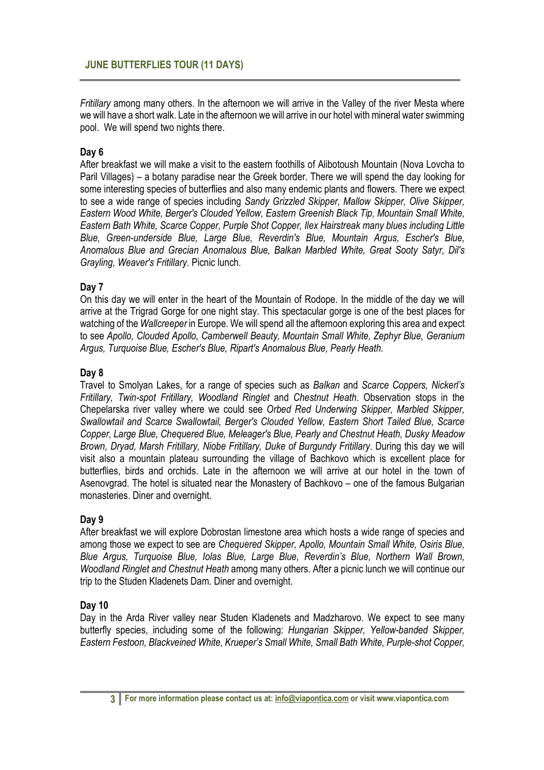*Fritillary* among many others. In the afternoon we will arrive in the Valley of the river Mesta where we will have a short walk. Late in the afternoon we will arrive in our hotel with mineral water swimming pool. We will spend two nights there.

**Day 6**

After breakfast we will make a visit to the eastern foothills of Alibotoush Mountain (Nova Lovcha to Paril Villages) – a botany paradise near the Greek border. There we will spend the day looking for some interesting species of butterflies and also many endemic plants and flowers. There we expect to see a wide range of species including *Sandy Grizzled Skipper, Mallow Skipper, Olive Skipper, Eastern Wood White, Berger's Clouded Yellow, Eastern Greenish Black Tip, Mountain Small White, Eastern Bath White, Scarce Copper, Purple Shot Copper, Ilex Hairstreak many blues including Little Blue, Green-underside Blue, Large Blue, Reverdin's Blue, Mountain Argus, Escher's Blue, Anomalous Blue and Grecian Anomalous Blue, Balkan Marbled White, Great Sooty Satyr, Dil's Grayling, Weaver's Fritillary*. Picnic lunch.

**Day 7**

On this day we will enter in the heart of the Mountain of Rodope. In the middle of the day we will arrive at the Trigrad Gorge for one night stay. This spectacular gorge is one of the best places for watching of the *Wallcreeper* in Europe. We will spend all the afternoon exploring this area and expect to see *Apollo, Clouded Apollo, Camberwell Beauty, Mountain Small White, Zephyr Blue, Geranium Argus, Turquoise Blue, Escher's Blue, Ripart's Anomalous Blue, Pearly Heath.*

**Day 8**

Travel to Smolyan Lakes, for a range of species such as *Balkan* and *Scarce Coppers, Nickerl's Fritillary, Twin-spot Fritillary, Woodland Ringlet* and *Chestnut Heath*. Observation stops in the Chepelarska river valley where we could see *Orbed Red Underwing Skipper, Marbled Skipper, Swallowtail and Scarce Swallowtail, Berger's Clouded Yellow, Eastern Short Tailed Blue, Scarce Copper, Large Blue, Chequered Blue, Meleager's Blue, Pearly and Chestnut Heath, Dusky Meadow Brown, Dryad, Marsh Fritillary, Niobe Fritillary, Duke of Burgundy Fritillary*. During this day we will visit also a mountain plateau surrounding the village of Bachkovo which is excellent place for butterflies, birds and orchids. Late in the afternoon we will arrive at our hotel in the town of Asenovgrad. The hotel is situated near the Monastery of Bachkovo – one of the famous Bulgarian monasteries. Diner and overnight.

**Day 9**

After breakfast we will explore Dobrostan limestone area which hosts a wide range of species and among those we expect to see are *Chequered Skipper, Apollo, Mountain Small White, Osiris Blue, Blue Argus, Turquoise Blue, Iolas Blue, Large Blue, Reverdin's Blue, Northern Wall Brown, Woodland Ringlet and Chestnut Heath* among many others. After a picnic lunch we will continue our trip to the Studen Kladenets Dam. Diner and overnight.

**Day 10**

Day in the Arda River valley near Studen Kladenets and Madzharovo. We expect to see many butterfly species, including some of the following: *Hungarian Skipper, Yellow-banded Skipper, Eastern Festoon, Blackveined White, Krueper's Small White, Small Bath White, Purple-shot Copper,*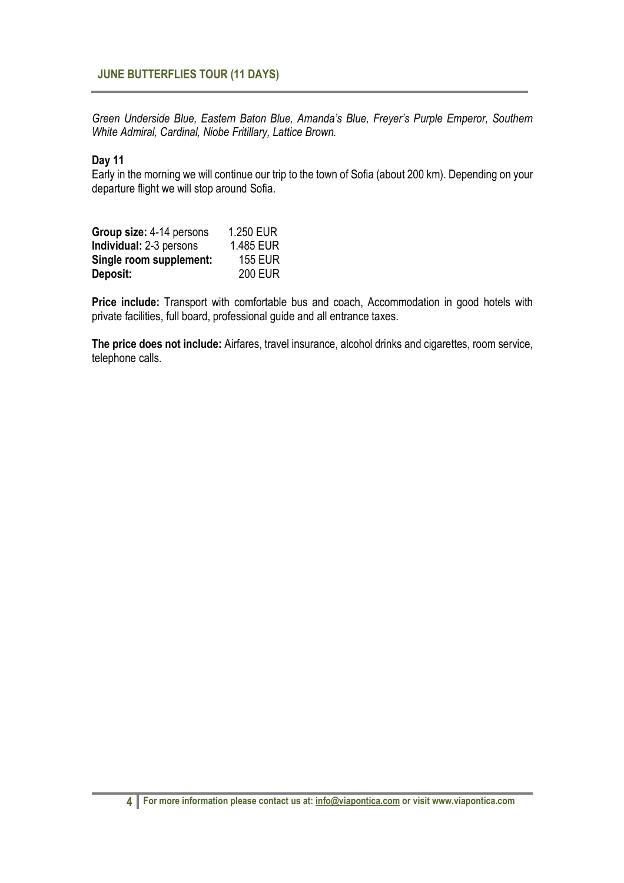## JUNE BUTTERFLIES TOUR (11 DAYS)

*Green Underside Blue, Eastern Baton Blue, Amanda's Blue, Freyer's Purple Emperor, Southern White Admiral, Cardinal, Niobe Fritillary, Lattice Brown.*

**Day 11**

Early in the morning we will continue our trip to the town of Sofia (about 200 km). Depending on your departure flight we will stop around Sofia.

| | |
|---|---|
| **Group size:** 4-14 persons | 1.250 EUR |
| **Individual:** 2-3 persons | 1.485 EUR |
| **Single room supplement:** | 155 EUR |
| **Deposit:** | 200 EUR |

**Price include:** Transport with comfortable bus and coach, Accommodation in good hotels with private facilities, full board, professional guide and all entrance taxes.

**The price does not include:** Airfares, travel insurance, alcohol drinks and cigarettes, room service, telephone calls.